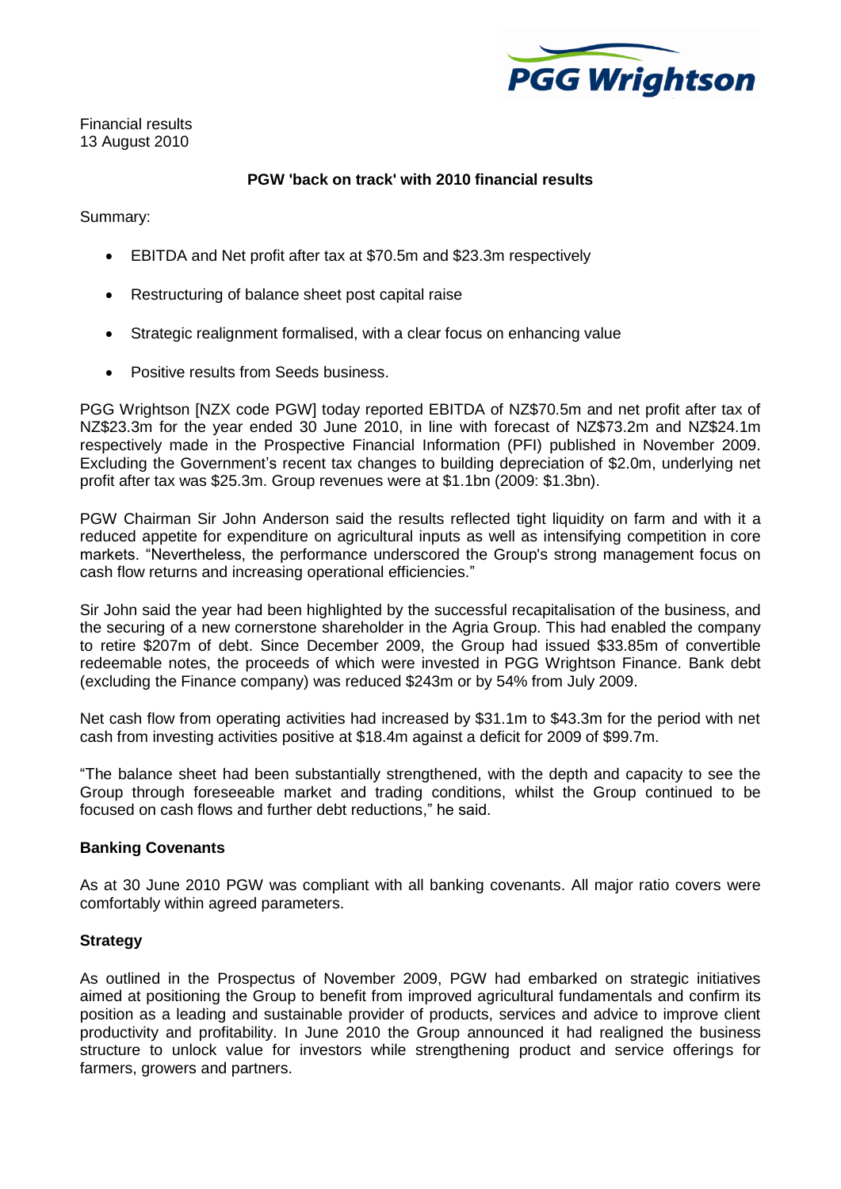PGG Wrightson

Financial results
13 August 2010

**PGW 'back on track' with 2010 financial results**

Summary:

- EBITDA and Net profit after tax at $70.5m and $23.3m respectively
- Restructuring of balance sheet post capital raise
- Strategic realignment formalised, with a clear focus on enhancing value
- Positive results from Seeds business.

PGG Wrightson [NZX code PGW] today reported EBITDA of NZ$70.5m and net profit after tax of NZ$23.3m for the year ended 30 June 2010, in line with forecast of NZ$73.2m and NZ$24.1m respectively made in the Prospective Financial Information (PFI) published in November 2009. Excluding the Government's recent tax changes to building depreciation of $2.0m, underlying net profit after tax was $25.3m. Group revenues were at $1.1bn (2009: $1.3bn).

PGW Chairman Sir John Anderson said the results reflected tight liquidity on farm and with it a reduced appetite for expenditure on agricultural inputs as well as intensifying competition in core markets. "Nevertheless, the performance underscored the Group's strong management focus on cash flow returns and increasing operational efficiencies."

Sir John said the year had been highlighted by the successful recapitalisation of the business, and the securing of a new cornerstone shareholder in the Agria Group. This had enabled the company to retire $207m of debt. Since December 2009, the Group had issued $33.85m of convertible redeemable notes, the proceeds of which were invested in PGG Wrightson Finance. Bank debt (excluding the Finance company) was reduced $243m or by 54% from July 2009.

Net cash flow from operating activities had increased by $31.1m to $43.3m for the period with net cash from investing activities positive at $18.4m against a deficit for 2009 of $99.7m.

"The balance sheet had been substantially strengthened, with the depth and capacity to see the Group through foreseeable market and trading conditions, whilst the Group continued to be focused on cash flows and further debt reductions," he said.

**Banking Covenants**

As at 30 June 2010 PGW was compliant with all banking covenants. All major ratio covers were comfortably within agreed parameters.

**Strategy**

As outlined in the Prospectus of November 2009, PGW had embarked on strategic initiatives aimed at positioning the Group to benefit from improved agricultural fundamentals and confirm its position as a leading and sustainable provider of products, services and advice to improve client productivity and profitability. In June 2010 the Group announced it had realigned the business structure to unlock value for investors while strengthening product and service offerings for farmers, growers and partners.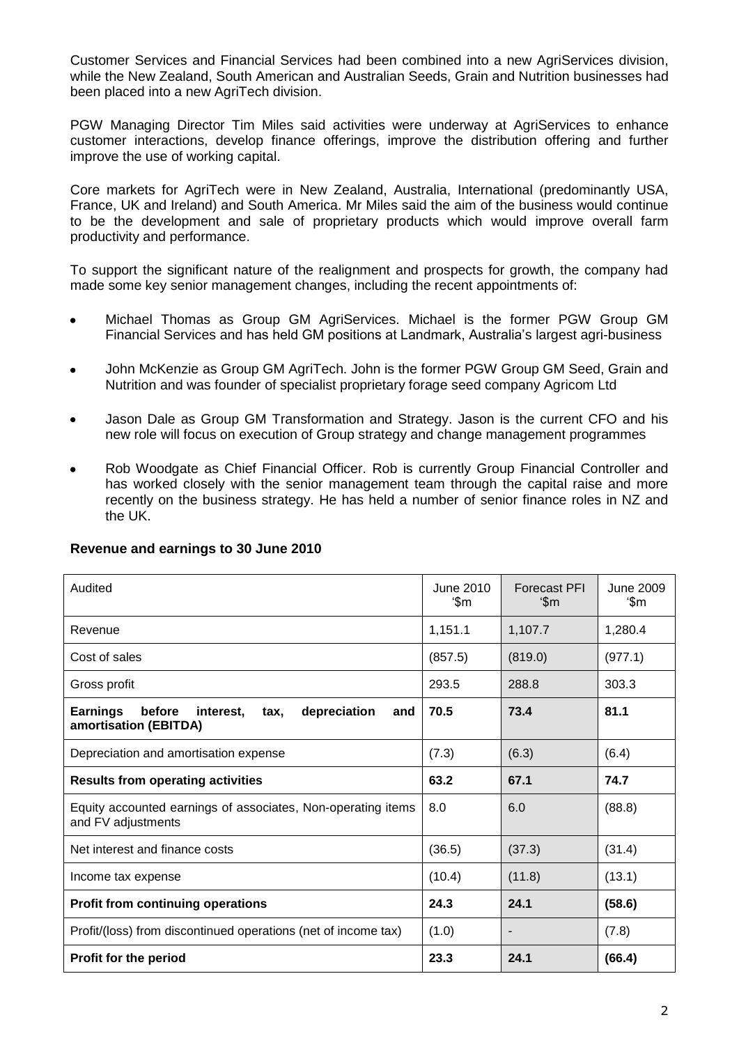Customer Services and Financial Services had been combined into a new AgriServices division, while the New Zealand, South American and Australian Seeds, Grain and Nutrition businesses had been placed into a new AgriTech division.

PGW Managing Director Tim Miles said activities were underway at AgriServices to enhance customer interactions, develop finance offerings, improve the distribution offering and further improve the use of working capital.

Core markets for AgriTech were in New Zealand, Australia, International (predominantly USA, France, UK and Ireland) and South America. Mr Miles said the aim of the business would continue to be the development and sale of proprietary products which would improve overall farm productivity and performance.

To support the significant nature of the realignment and prospects for growth, the company had made some key senior management changes, including the recent appointments of:

- Michael Thomas as Group GM AgriServices. Michael is the former PGW Group GM Financial Services and has held GM positions at Landmark, Australia's largest agri-business
- John McKenzie as Group GM AgriTech. John is the former PGW Group GM Seed, Grain and Nutrition and was founder of specialist proprietary forage seed company Agricom Ltd
- Jason Dale as Group GM Transformation and Strategy. Jason is the current CFO and his new role will focus on execution of Group strategy and change management programmes
- Rob Woodgate as Chief Financial Officer. Rob is currently Group Financial Controller and has worked closely with the senior management team through the capital raise and more recently on the business strategy. He has held a number of senior finance roles in NZ and the UK.

**Revenue and earnings to 30 June 2010**

| Audited | June 2010 '$m | Forecast PFI '$m | June 2009 '$m |
|---|---|---|---|
| Revenue | 1,151.1 | 1,107.7 | 1,280.4 |
| Cost of sales | (857.5) | (819.0) | (977.1) |
| Gross profit | 293.5 | 288.8 | 303.3 |
| **Earnings before interest, tax, depreciation and amortisation (EBITDA)** | **70.5** | **73.4** | **81.1** |
| Depreciation and amortisation expense | (7.3) | (6.3) | (6.4) |
| **Results from operating activities** | **63.2** | **67.1** | **74.7** |
| Equity accounted earnings of associates, Non-operating items and FV adjustments | 8.0 | 6.0 | (88.8) |
| Net interest and finance costs | (36.5) | (37.3) | (31.4) |
| Income tax expense | (10.4) | (11.8) | (13.1) |
| **Profit from continuing operations** | **24.3** | **24.1** | **(58.6)** |
| Profit/(loss) from discontinued operations (net of income tax) | (1.0) | - | (7.8) |
| **Profit for the period** | **23.3** | **24.1** | **(66.4)** |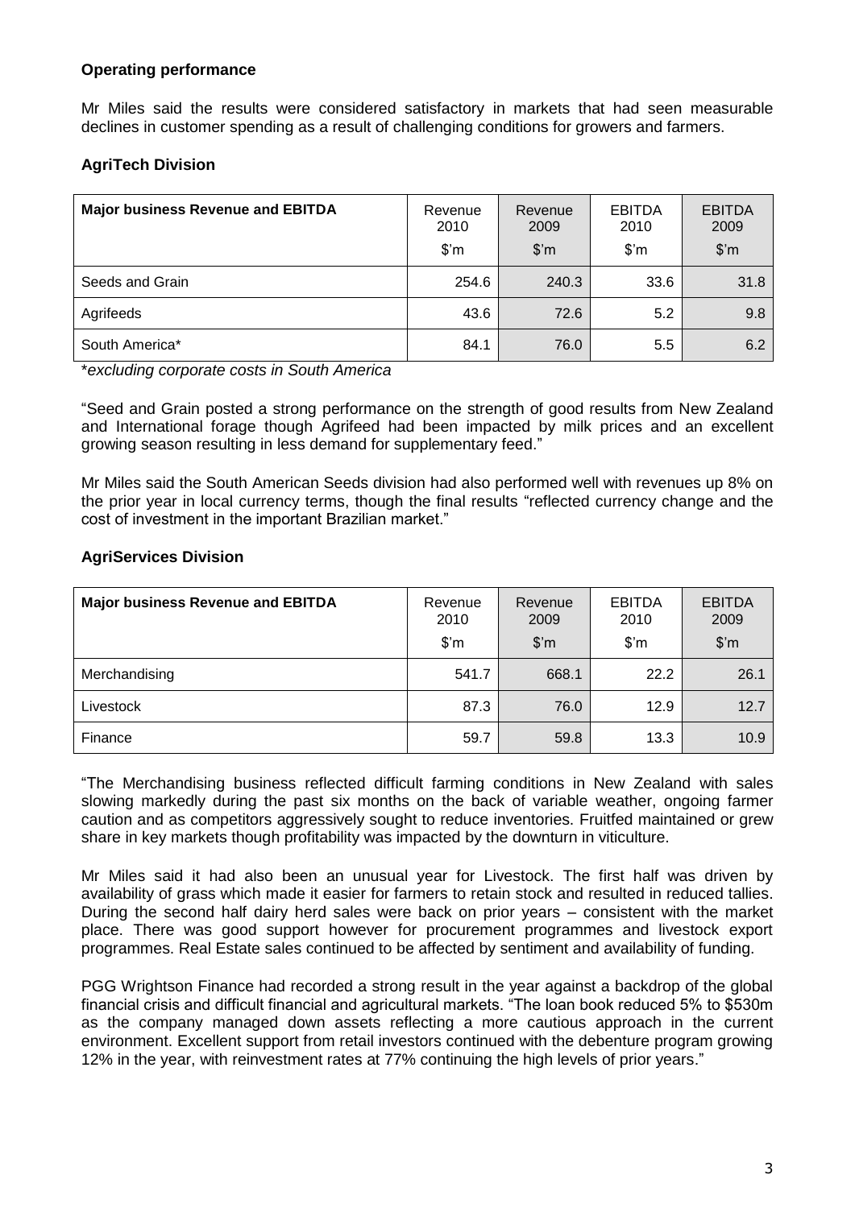### Operating performance

Mr Miles said the results were considered satisfactory in markets that had seen measurable declines in customer spending as a result of challenging conditions for growers and farmers.

### AgriTech Division

| Major business Revenue and EBITDA | Revenue 2010 $'m | Revenue 2009 $'m | EBITDA 2010 $'m | EBITDA 2009 $'m |
|---|---|---|---|---|
| Seeds and Grain | 254.6 | 240.3 | 33.6 | 31.8 |
| Agrifeeds | 43.6 | 72.6 | 5.2 | 9.8 |
| South America* | 84.1 | 76.0 | 5.5 | 6.2 |

**excluding corporate costs in South America*

"Seed and Grain posted a strong performance on the strength of good results from New Zealand and International forage though Agrifeed had been impacted by milk prices and an excellent growing season resulting in less demand for supplementary feed."

Mr Miles said the South American Seeds division had also performed well with revenues up 8% on the prior year in local currency terms, though the final results "reflected currency change and the cost of investment in the important Brazilian market."

### AgriServices Division

| Major business Revenue and EBITDA | Revenue 2010 $'m | Revenue 2009 $'m | EBITDA 2010 $'m | EBITDA 2009 $'m |
|---|---|---|---|---|
| Merchandising | 541.7 | 668.1 | 22.2 | 26.1 |
| Livestock | 87.3 | 76.0 | 12.9 | 12.7 |
| Finance | 59.7 | 59.8 | 13.3 | 10.9 |

"The Merchandising business reflected difficult farming conditions in New Zealand with sales slowing markedly during the past six months on the back of variable weather, ongoing farmer caution and as competitors aggressively sought to reduce inventories. Fruitfed maintained or grew share in key markets though profitability was impacted by the downturn in viticulture.

Mr Miles said it had also been an unusual year for Livestock. The first half was driven by availability of grass which made it easier for farmers to retain stock and resulted in reduced tallies. During the second half dairy herd sales were back on prior years – consistent with the market place. There was good support however for procurement programmes and livestock export programmes. Real Estate sales continued to be affected by sentiment and availability of funding.

PGG Wrightson Finance had recorded a strong result in the year against a backdrop of the global financial crisis and difficult financial and agricultural markets. "The loan book reduced 5% to $530m as the company managed down assets reflecting a more cautious approach in the current environment. Excellent support from retail investors continued with the debenture program growing 12% in the year, with reinvestment rates at 77% continuing the high levels of prior years."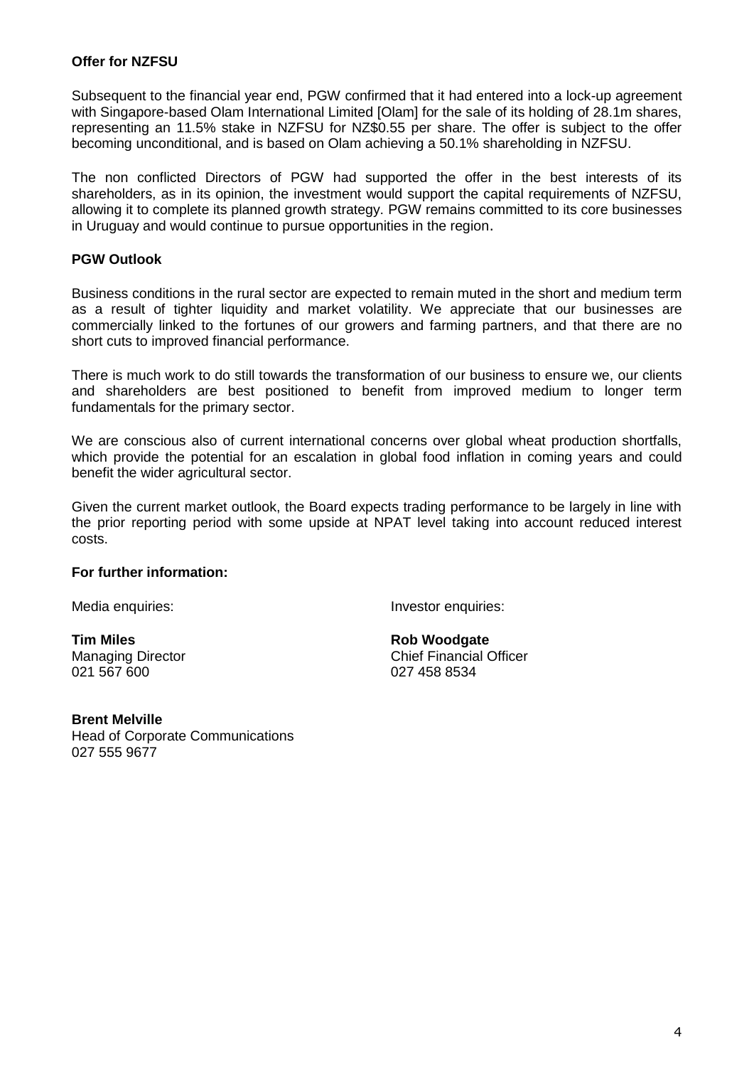**Offer for NZFSU**

Subsequent to the financial year end, PGW confirmed that it had entered into a lock-up agreement with Singapore-based Olam International Limited [Olam] for the sale of its holding of 28.1m shares, representing an 11.5% stake in NZFSU for NZ$0.55 per share. The offer is subject to the offer becoming unconditional, and is based on Olam achieving a 50.1% shareholding in NZFSU.

The non conflicted Directors of PGW had supported the offer in the best interests of its shareholders, as in its opinion, the investment would support the capital requirements of NZFSU, allowing it to complete its planned growth strategy. PGW remains committed to its core businesses in Uruguay and would continue to pursue opportunities in the region.

**PGW Outlook**

Business conditions in the rural sector are expected to remain muted in the short and medium term as a result of tighter liquidity and market volatility. We appreciate that our businesses are commercially linked to the fortunes of our growers and farming partners, and that there are no short cuts to improved financial performance.

There is much work to do still towards the transformation of our business to ensure we, our clients and shareholders are best positioned to benefit from improved medium to longer term fundamentals for the primary sector.

We are conscious also of current international concerns over global wheat production shortfalls, which provide the potential for an escalation in global food inflation in coming years and could benefit the wider agricultural sector.

Given the current market outlook, the Board expects trading performance to be largely in line with the prior reporting period with some upside at NPAT level taking into account reduced interest costs.

**For further information:**

Media enquiries:

**Tim Miles**
Managing Director
021 567 600

**Brent Melville**
Head of Corporate Communications
027 555 9677

Investor enquiries:

**Rob Woodgate**
Chief Financial Officer
027 458 8534